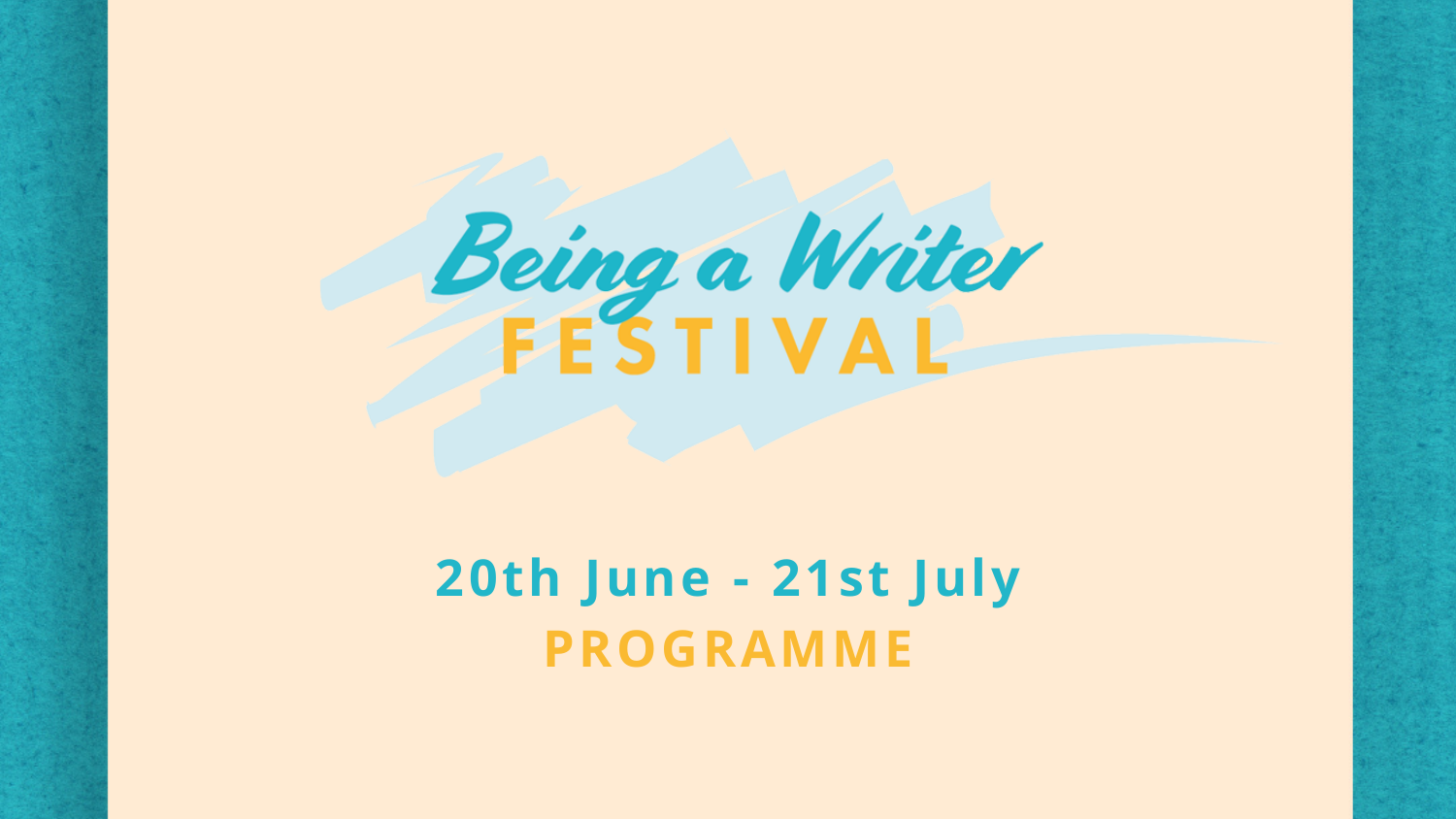# Being a Writer FESTIVAL

## 20th June - 21st July

## PROGRAMME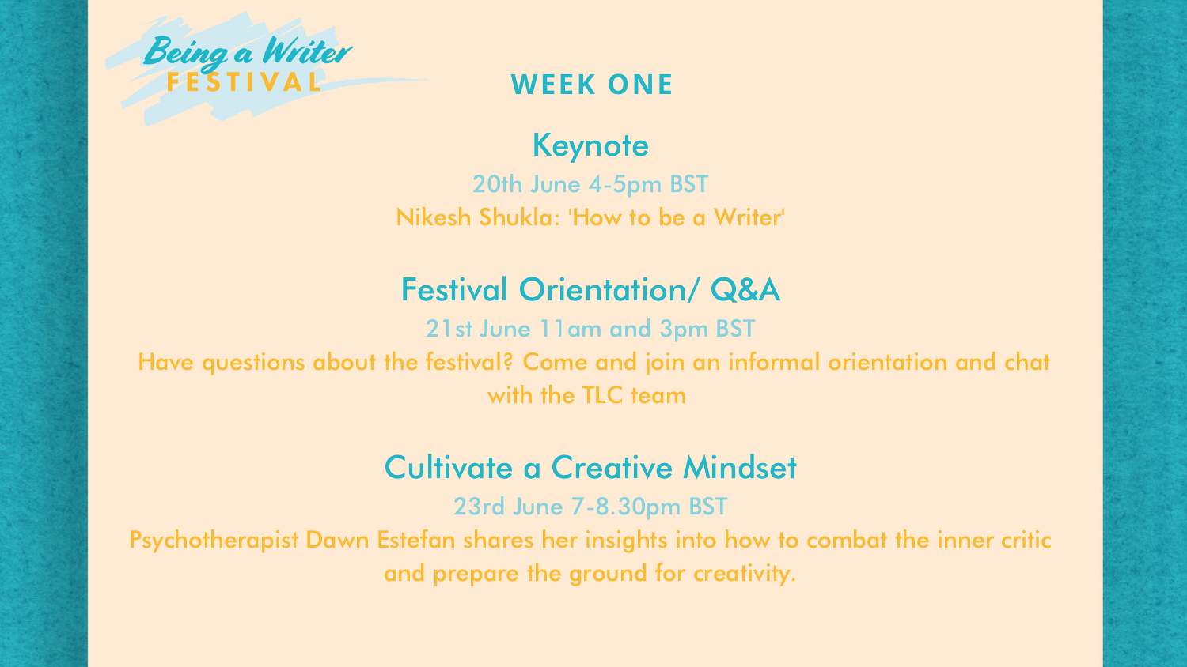Being a Writer
FESTIVAL

## WEEK ONE

### Keynote

20th June 4-5pm BST

Nikesh Shukla: 'How to be a Writer'

### Festival Orientation/ Q&A

21st June 11am and 3pm BST

Have questions about the festival? Come and join an informal orientation and chat with the TLC team

### Cultivate a Creative Mindset

23rd June 7-8.30pm BST

Psychotherapist Dawn Estefan shares her insights into how to combat the inner critic and prepare the ground for creativity.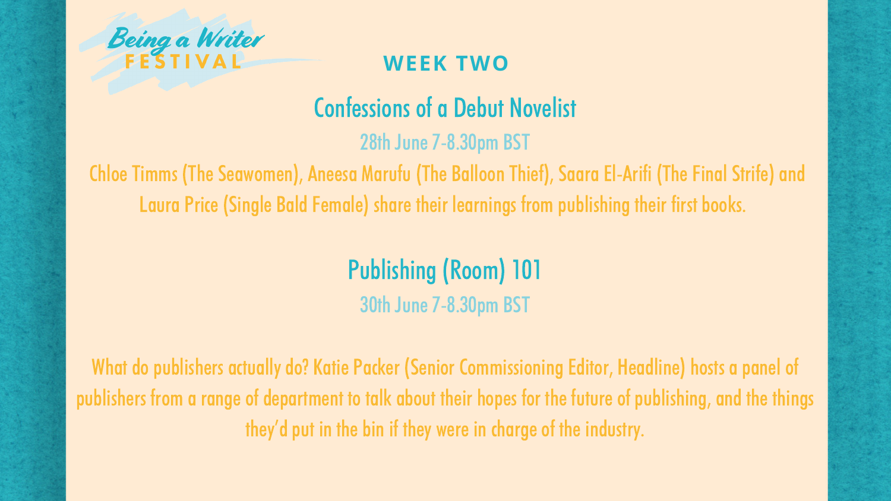Being a Writer FESTIVAL

## WEEK TWO

### Confessions of a Debut Novelist

28th June 7-8.30pm BST

Chloe Timms (The Seawomen), Aneesa Marufu (The Balloon Thief), Saara El-Arifi (The Final Strife) and Laura Price (Single Bald Female) share their learnings from publishing their first books.

### Publishing (Room) 101

30th June 7-8.30pm BST

What do publishers actually do? Katie Packer (Senior Commissioning Editor, Headline) hosts a panel of publishers from a range of department to talk about their hopes for the future of publishing, and the things they'd put in the bin if they were in charge of the industry.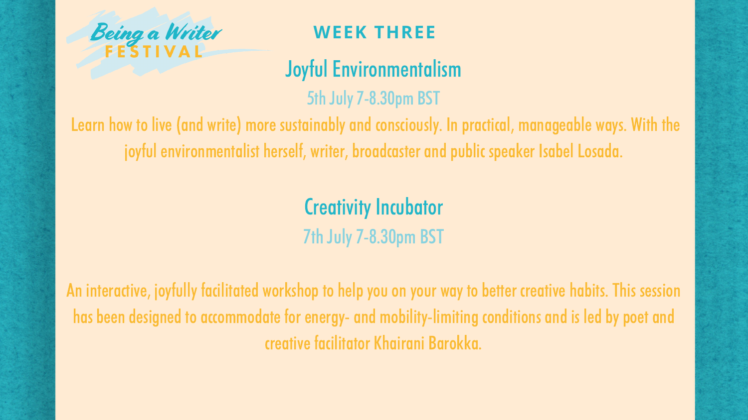Being a Writer FESTIVAL

## WEEK THREE

### Joyful Environmentalism

5th July 7-8.30pm BST

Learn how to live (and write) more sustainably and consciously. In practical, manageable ways. With the joyful environmentalist herself, writer, broadcaster and public speaker Isabel Losada.

### Creativity Incubator

7th July 7-8.30pm BST

An interactive, joyfully facilitated workshop to help you on your way to better creative habits. This session has been designed to accommodate for energy- and mobility-limiting conditions and is led by poet and creative facilitator Khairani Barokka.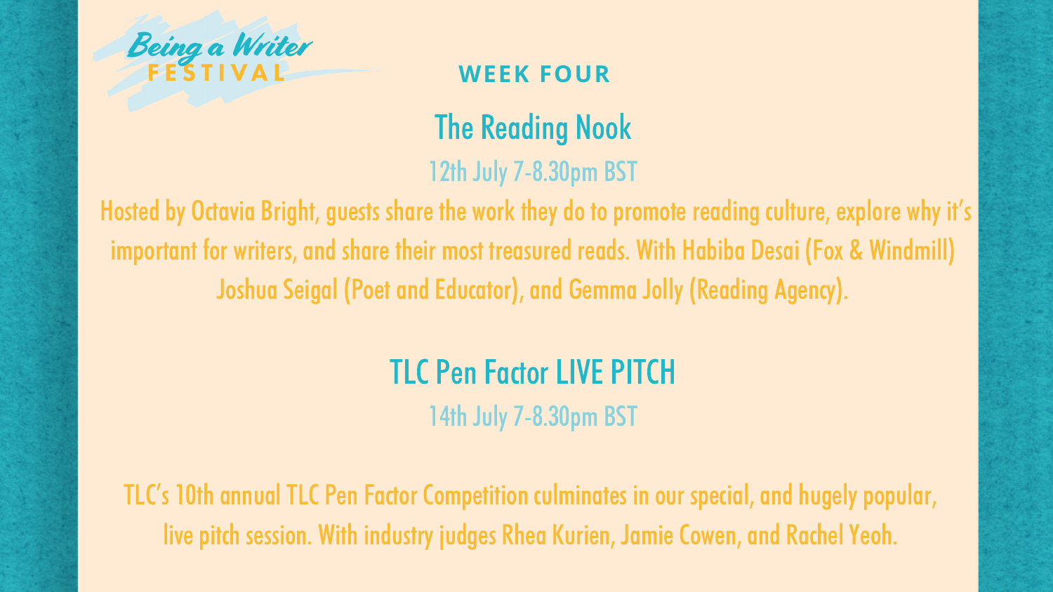Being a Writer FESTIVAL

## WEEK FOUR

### The Reading Nook

12th July 7-8.30pm BST

Hosted by Octavia Bright, guests share the work they do to promote reading culture, explore why it's important for writers, and share their most treasured reads. With Habiba Desai (Fox & Windmill) Joshua Seigal (Poet and Educator), and Gemma Jolly (Reading Agency).

### TLC Pen Factor LIVE PITCH

14th July 7-8.30pm BST

TLC's 10th annual TLC Pen Factor Competition culminates in our special, and hugely popular, live pitch session. With industry judges Rhea Kurien, Jamie Cowen, and Rachel Yeoh.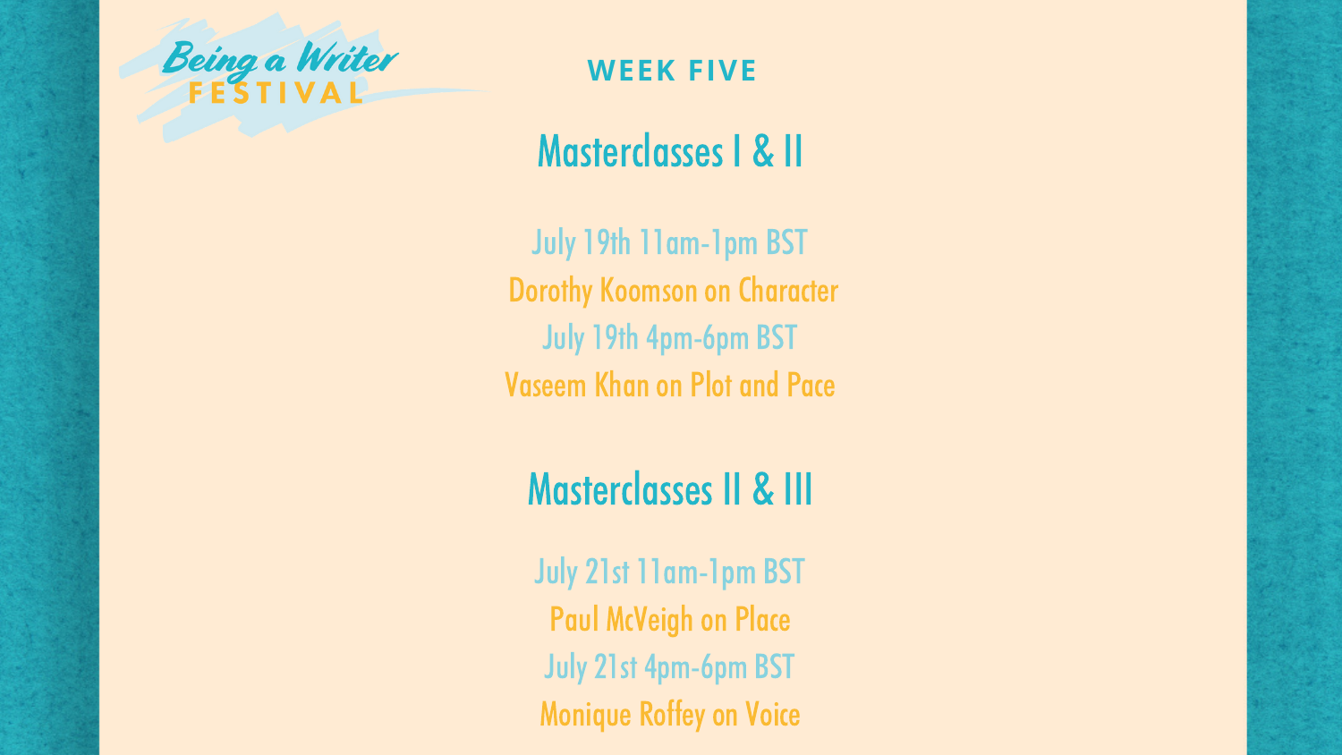Being a Writer FESTIVAL

## WEEK FIVE

## Masterclasses I & II

July 19th 11am-1pm BST

Dorothy Koomson on Character

July 19th 4pm-6pm BST

Vaseem Khan on Plot and Pace

## Masterclasses II & III

July 21st 11am-1pm BST

Paul McVeigh on Place

July 21st 4pm-6pm BST

Monique Roffey on Voice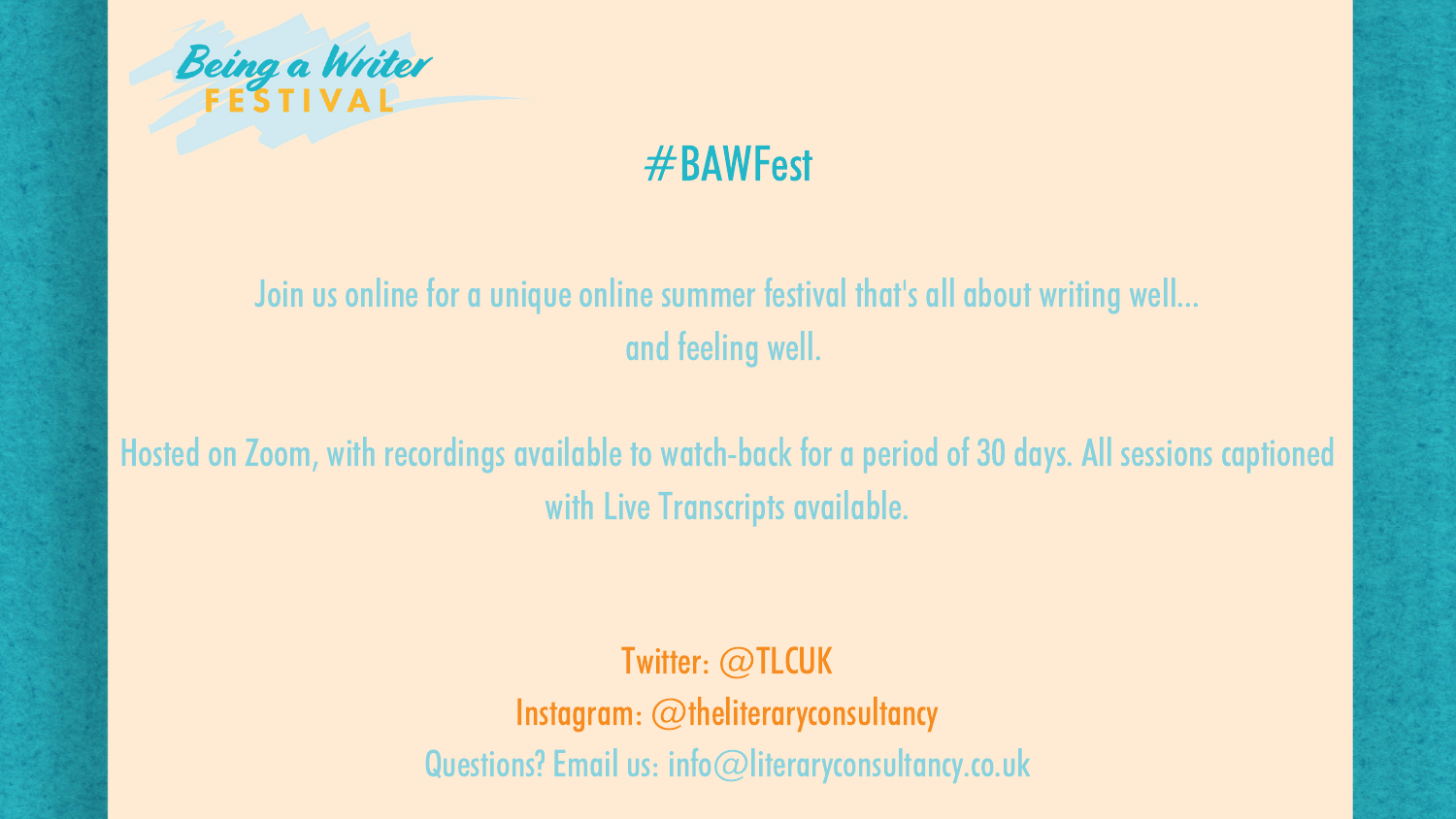Being a Writer
FESTIVAL

# #BAWFest

Join us online for a unique online summer festival that's all about writing well...
and feeling well.

Hosted on Zoom, with recordings available to watch-back for a period of 30 days. All sessions captioned with Live Transcripts available.

Twitter: @TLCUK
Instagram: @theliteraryconsultancy
Questions? Email us: info@literaryconsultancy.co.uk